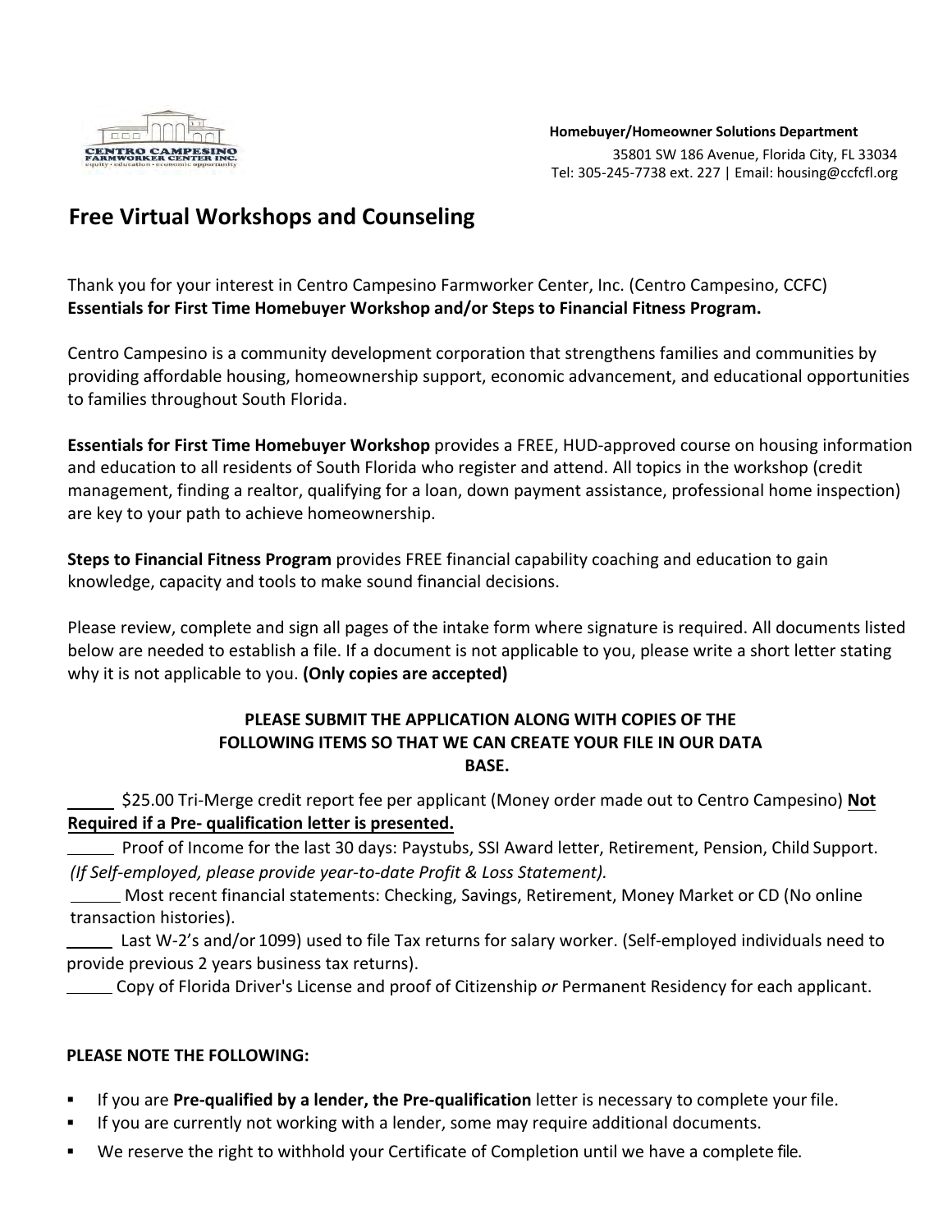**Homebuyer/Homeowner Solutions Department**
35801 SW 186 Avenue, Florida City, FL 33034
Tel: 305-245-7738 ext. 227 | Email: housing@ccfcfl.org

# Free Virtual Workshops and Counseling

Thank you for your interest in Centro Campesino Farmworker Center, Inc. (Centro Campesino, CCFC) **Essentials for First Time Homebuyer Workshop and/or Steps to Financial Fitness Program.**

Centro Campesino is a community development corporation that strengthens families and communities by providing affordable housing, homeownership support, economic advancement, and educational opportunities to families throughout South Florida.

**Essentials for First Time Homebuyer Workshop** provides a FREE, HUD-approved course on housing information and education to all residents of South Florida who register and attend. All topics in the workshop (credit management, finding a realtor, qualifying for a loan, down payment assistance, professional home inspection) are key to your path to achieve homeownership.

**Steps to Financial Fitness Program** provides FREE financial capability coaching and education to gain knowledge, capacity and tools to make sound financial decisions.

Please review, complete and sign all pages of the intake form where signature is required. All documents listed below are needed to establish a file. If a document is not applicable to you, please write a short letter stating why it is not applicable to you. **(Only copies are accepted)**

**PLEASE SUBMIT THE APPLICATION ALONG WITH COPIES OF THE FOLLOWING ITEMS SO THAT WE CAN CREATE YOUR FILE IN OUR DATA BASE.**

_____ $25.00 Tri-Merge credit report fee per applicant (Money order made out to Centro Campesino) **Not Required if a Pre- qualification letter is presented.**

_____ Proof of Income for the last 30 days: Paystubs, SSI Award letter, Retirement, Pension, Child Support. *(If Self-employed, please provide year-to-date Profit & Loss Statement).*

_____ Most recent financial statements: Checking, Savings, Retirement, Money Market or CD (No online transaction histories).

_____ Last W-2's and/or 1099) used to file Tax returns for salary worker. (Self-employed individuals need to provide previous 2 years business tax returns).

_____ Copy of Florida Driver's License and proof of Citizenship *or* Permanent Residency for each applicant.

**PLEASE NOTE THE FOLLOWING:**

- If you are **Pre-qualified by a lender, the Pre-qualification** letter is necessary to complete your file.
- If you are currently not working with a lender, some may require additional documents.
- We reserve the right to withhold your Certificate of Completion until we have a complete file.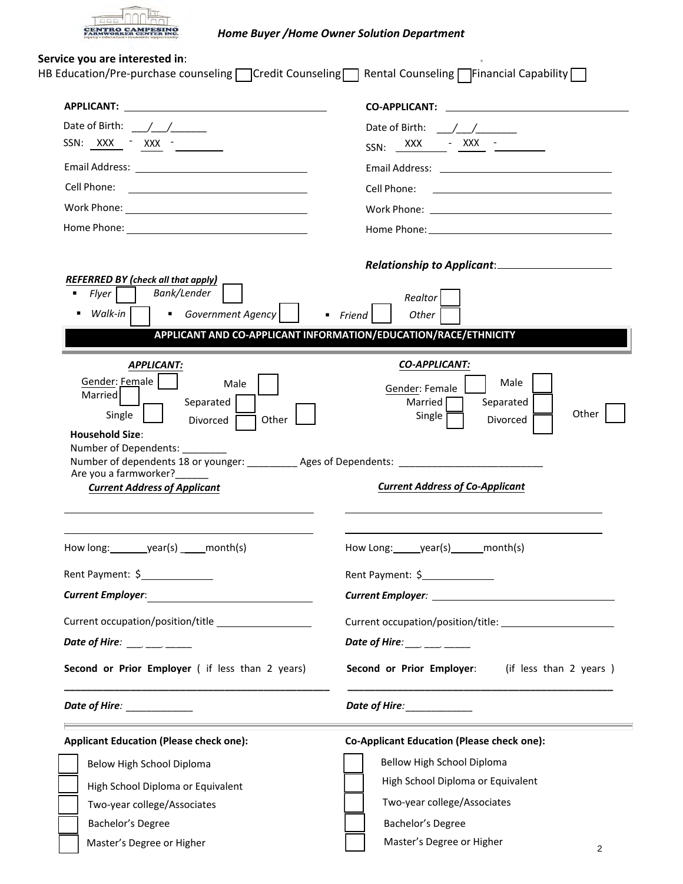CENTRO CAMPESINO FARMWORKER CENTER INC.
equity • education • economic opportunity

***Home Buyer /Home Owner Solution Department***

**Service you are interested in**:
HB Education/Pre-purchase counseling ☐ Credit Counseling ☐ Rental Counseling ☐ Financial Capability ☐

**APPLICANT:** ______________________________

Date of Birth: ___/___/______

SSN: XXX - XXX - ________

Email Address: ______________________________

Cell Phone: ______________________________

Work Phone: ______________________________

Home Phone: ______________________________

**CO-APPLICANT:** ______________________________

Date of Birth: ___/___/_______

SSN: XXX - XXX - ________

Email Address: ______________________________

Cell Phone: ______________________________

Work Phone: ______________________________

Home Phone: ______________________________

***Relationship to Applicant***: ____________________

***REFERRED BY (check all that apply)***

- *Flyer* ☐ *Bank/Lender* ☐
- *Walk-in* ☐
- *Government Agency* ☐
- *Friend* ☐

*Realtor* ☐
*Other* ☐

## APPLICANT AND CO-APPLICANT INFORMATION/EDUCATION/RACE/ETHNICITY

***APPLICANT:***

Gender: Female ☐ Male ☐
Married ☐ Separated ☐
Single ☐ Divorced ☐ Other ☐

***CO-APPLICANT:***

Gender: Female ☐ Male ☐
Married ☐ Separated ☐
Single ☐ Divorced ☐ Other ☐

**Household Size**:
Number of Dependents: ________
Number of dependents 18 or younger: _________ Ages of Dependents: __________________________
Are you a farmworker?______

***Current Address of Applicant***

______________________________________________

______________________________________________

How long:_______year(s) _____month(s)

Rent Payment: $_____________

***Current Employer***: ______________________________

Current occupation/position/title _________________

***Date of Hire***: ___ ___ _____

**Second or Prior Employer** ( if less than 2 years)

______________________________________________

***Date of Hire***: ____________

***Current Address of Co-Applicant***

______________________________________________

______________________________________________

How Long:_____year(s)______month(s)

Rent Payment: $_____________

***Current Employer***: ______________________________

Current occupation/position/title: _____________________

***Date of Hire***: ___ ___ _____

**Second or Prior Employer**: (if less than 2 years )

______________________________________________

***Date of Hire***: ____________

**Applicant Education (Please check one):**

- ☐ Below High School Diploma
- ☐ High School Diploma or Equivalent
- ☐ Two-year college/Associates
- ☐ Bachelor's Degree
- ☐ Master's Degree or Higher

**Co-Applicant Education (Please check one):**

- ☐ Bellow High School Diploma
- ☐ High School Diploma or Equivalent
- ☐ Two-year college/Associates
- ☐ Bachelor's Degree
- ☐ Master's Degree or Higher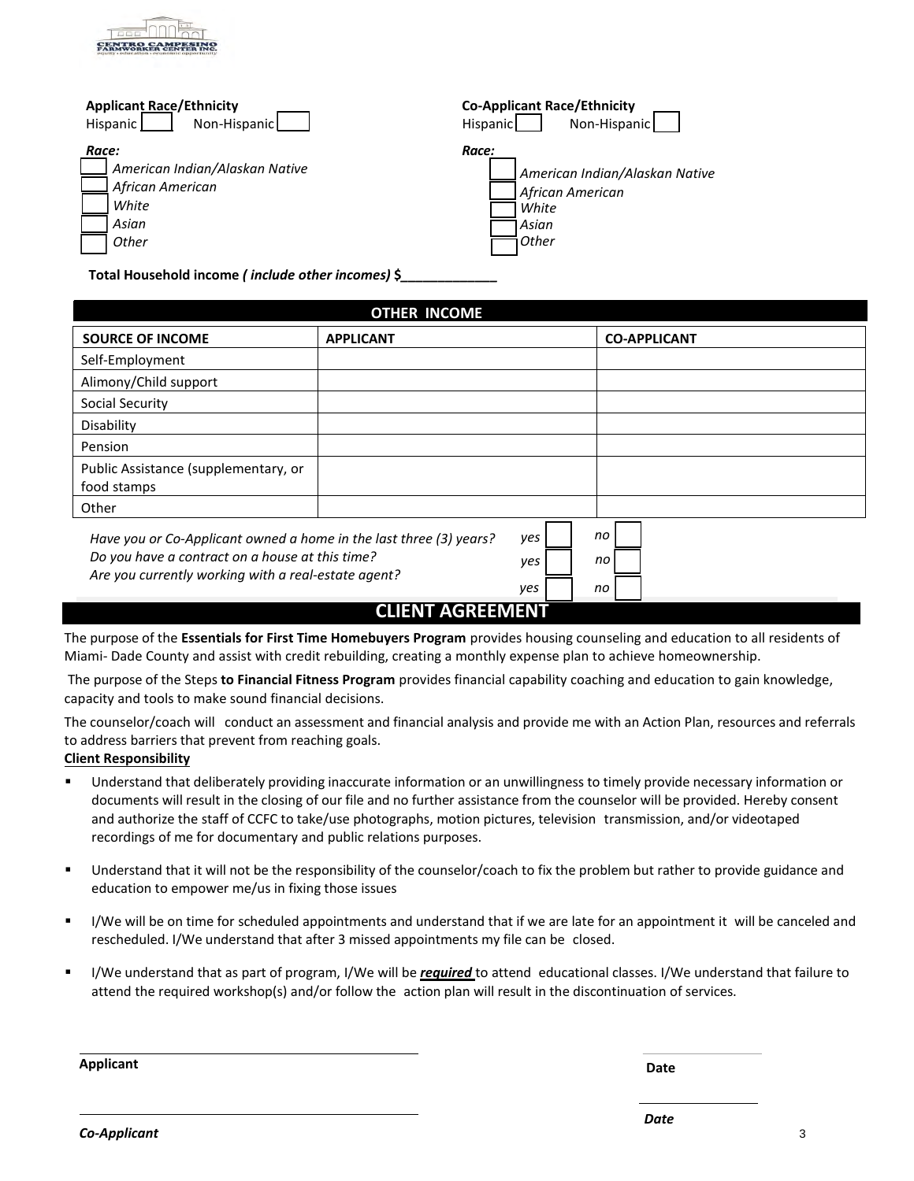**Applicant Race/Ethnicity**

Hispanic ☐ Non-Hispanic ☐

***Race:***

- ☐ *American Indian/Alaskan Native*
- ☐ *African American*
- ☐ *White*
- ☐ *Asian*
- ☐ *Other*

**Co-Applicant Race/Ethnicity**

Hispanic ☐ Non-Hispanic ☐

***Race:***

- ☐ *American Indian/Alaskan Native*
- ☐ *African American*
- ☐ *White*
- ☐ *Asian*
- ☐ *Other*

**Total Household income *( include other incomes)* $_____________**

## OTHER INCOME

| SOURCE OF INCOME | APPLICANT | CO-APPLICANT |
|---|---|---|
| Self-Employment | | |
| Alimony/Child support | | |
| Social Security | | |
| Disability | | |
| Pension | | |
| Public Assistance (supplementary, or food stamps | | |
| Other | | |

*Have you or Co-Applicant owned a home in the last three (3) years?* *yes* ☐ *no* ☐

*Do you have a contract on a house at this time?* *yes* ☐ *no* ☐

*Are you currently working with a real-estate agent?* *yes* ☐ *no* ☐

## CLIENT AGREEMENT

The purpose of the **Essentials for First Time Homebuyers Program** provides housing counseling and education to all residents of Miami- Dade County and assist with credit rebuilding, creating a monthly expense plan to achieve homeownership.

The purpose of the Steps **to Financial Fitness Program** provides financial capability coaching and education to gain knowledge, capacity and tools to make sound financial decisions.

The counselor/coach will conduct an assessment and financial analysis and provide me with an Action Plan, resources and referrals to address barriers that prevent from reaching goals.

**Client Responsibility**

- Understand that deliberately providing inaccurate information or an unwillingness to timely provide necessary information or documents will result in the closing of our file and no further assistance from the counselor will be provided. Hereby consent and authorize the staff of CCFC to take/use photographs, motion pictures, television transmission, and/or videotaped recordings of me for documentary and public relations purposes.
- Understand that it will not be the responsibility of the counselor/coach to fix the problem but rather to provide guidance and education to empower me/us in fixing those issues
- I/We will be on time for scheduled appointments and understand that if we are late for an appointment it will be canceled and rescheduled. I/We understand that after 3 missed appointments my file can be closed.
- I/We understand that as part of program, I/We will be ***required*** to attend educational classes. I/We understand that failure to attend the required workshop(s) and/or follow the action plan will result in the discontinuation of services.

_______________________________ _______________

**Applicant** **Date**

_______________________________ _______________

***Co-Applicant*** ***Date***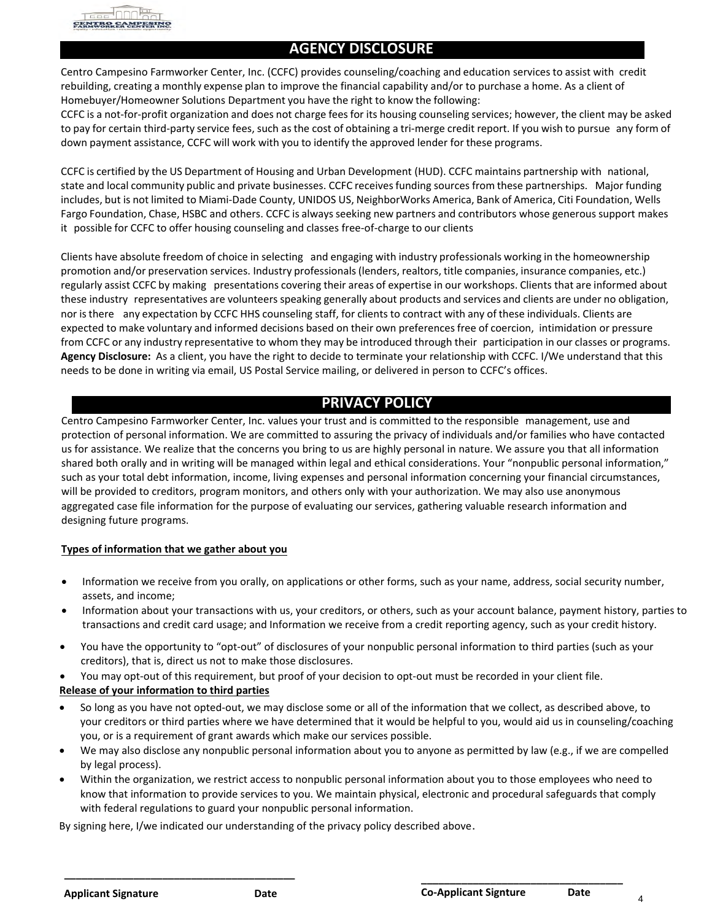## AGENCY DISCLOSURE

Centro Campesino Farmworker Center, Inc. (CCFC) provides counseling/coaching and education services to assist with credit rebuilding, creating a monthly expense plan to improve the financial capability and/or to purchase a home. As a client of Homebuyer/Homeowner Solutions Department you have the right to know the following:
CCFC is a not-for-profit organization and does not charge fees for its housing counseling services; however, the client may be asked to pay for certain third-party service fees, such as the cost of obtaining a tri-merge credit report. If you wish to pursue any form of down payment assistance, CCFC will work with you to identify the approved lender for these programs.

CCFC is certified by the US Department of Housing and Urban Development (HUD). CCFC maintains partnership with national, state and local community public and private businesses. CCFC receives funding sources from these partnerships. Major funding includes, but is not limited to Miami-Dade County, UNIDOS US, NeighborWorks America, Bank of America, Citi Foundation, Wells Fargo Foundation, Chase, HSBC and others. CCFC is always seeking new partners and contributors whose generous support makes it possible for CCFC to offer housing counseling and classes free-of-charge to our clients

Clients have absolute freedom of choice in selecting and engaging with industry professionals working in the homeownership promotion and/or preservation services. Industry professionals (lenders, realtors, title companies, insurance companies, etc.) regularly assist CCFC by making presentations covering their areas of expertise in our workshops. Clients that are informed about these industry representatives are volunteers speaking generally about products and services and clients are under no obligation, nor is there any expectation by CCFC HHS counseling staff, for clients to contract with any of these individuals. Clients are expected to make voluntary and informed decisions based on their own preferences free of coercion, intimidation or pressure from CCFC or any industry representative to whom they may be introduced through their participation in our classes or programs. **Agency Disclosure:** As a client, you have the right to decide to terminate your relationship with CCFC. I/We understand that this needs to be done in writing via email, US Postal Service mailing, or delivered in person to CCFC's offices.

## PRIVACY POLICY

Centro Campesino Farmworker Center, Inc. values your trust and is committed to the responsible management, use and protection of personal information. We are committed to assuring the privacy of individuals and/or families who have contacted us for assistance. We realize that the concerns you bring to us are highly personal in nature. We assure you that all information shared both orally and in writing will be managed within legal and ethical considerations. Your "nonpublic personal information," such as your total debt information, income, living expenses and personal information concerning your financial circumstances, will be provided to creditors, program monitors, and others only with your authorization. We may also use anonymous aggregated case file information for the purpose of evaluating our services, gathering valuable research information and designing future programs.

**Types of information that we gather about you**

- Information we receive from you orally, on applications or other forms, such as your name, address, social security number, assets, and income;
- Information about your transactions with us, your creditors, or others, such as your account balance, payment history, parties to transactions and credit card usage; and Information we receive from a credit reporting agency, such as your credit history.
- You have the opportunity to "opt-out" of disclosures of your nonpublic personal information to third parties (such as your creditors), that is, direct us not to make those disclosures.
- You may opt-out of this requirement, but proof of your decision to opt-out must be recorded in your client file.

**Release of your information to third parties**

- So long as you have not opted-out, we may disclose some or all of the information that we collect, as described above, to your creditors or third parties where we have determined that it would be helpful to you, would aid us in counseling/coaching you, or is a requirement of grant awards which make our services possible.
- We may also disclose any nonpublic personal information about you to anyone as permitted by law (e.g., if we are compelled by legal process).
- Within the organization, we restrict access to nonpublic personal information about you to those employees who need to know that information to provide services to you. We maintain physical, electronic and procedural safeguards that comply with federal regulations to guard your nonpublic personal information.

By signing here, I/we indicated our understanding of the privacy policy described above.

\_\_\_\_\_\_\_\_\_\_\_\_\_\_\_\_\_\_\_\_\_\_\_\_\_\_\_\_\_\_\_\_\_\_\_\_\_\_\_\_
**Applicant Signature** **Date**

\_\_\_\_\_\_\_\_\_\_\_\_\_\_\_\_\_\_\_\_\_\_\_\_\_\_\_\_\_\_\_\_\_\_\_\_\_
**Co-Applicant Signture** **Date**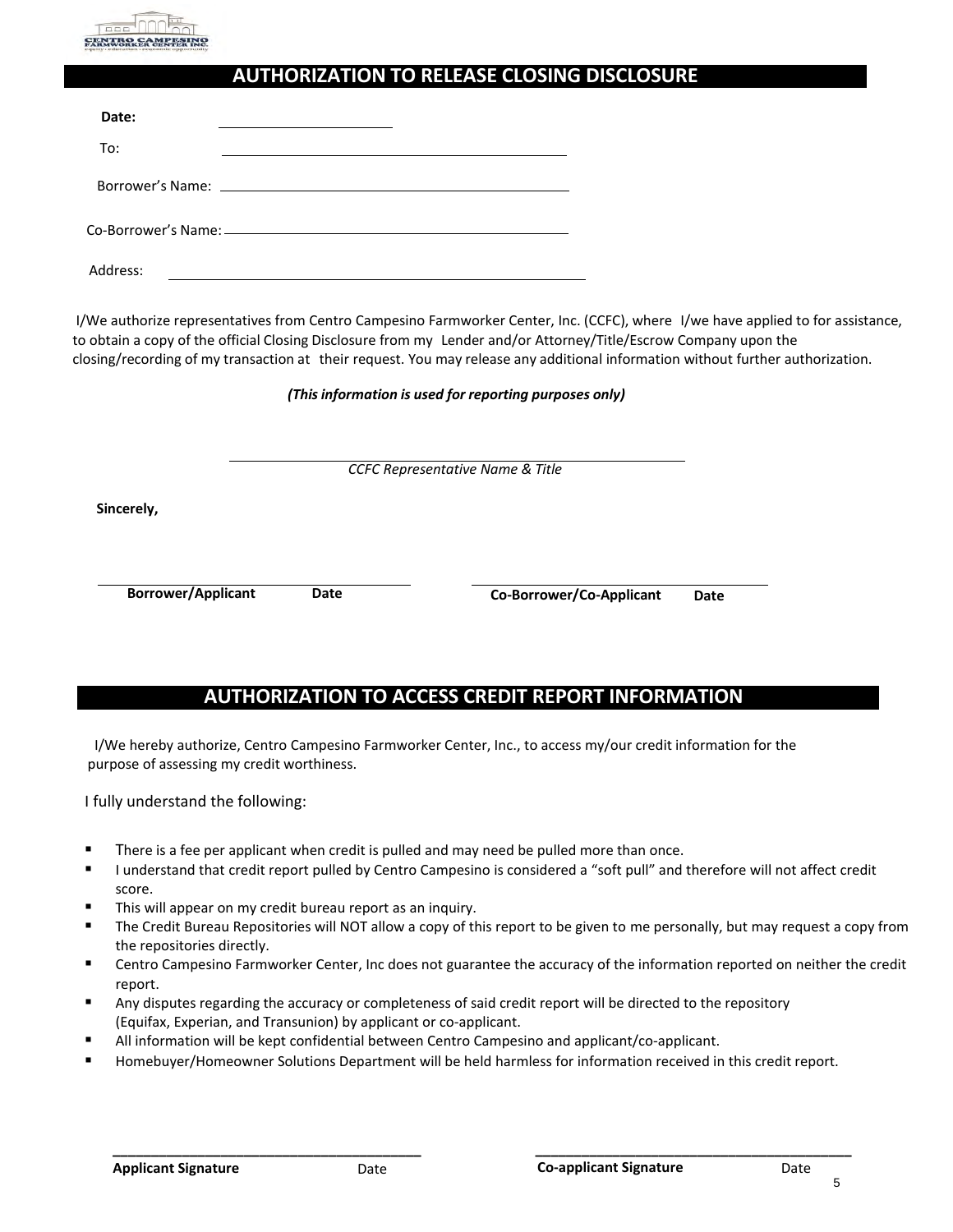## AUTHORIZATION TO RELEASE CLOSING DISCLOSURE

**Date:** ____________________

To: ____________________________________________

Borrower's Name: ____________________________________________

Co-Borrower's Name: ____________________________________________

Address: ____________________________________________

I/We authorize representatives from Centro Campesino Farmworker Center, Inc. (CCFC), where I/we have applied to for assistance, to obtain a copy of the official Closing Disclosure from my Lender and/or Attorney/Title/Escrow Company upon the closing/recording of my transaction at their request. You may release any additional information without further authorization.

***(This information is used for reporting purposes only)***

____________________________________________
*CCFC Representative Name & Title*

**Sincerely,**

| ____________________________ | ____________________________ |
|---|---|
| **Borrower/Applicant** **Date** | **Co-Borrower/Co-Applicant** **Date** |

## AUTHORIZATION TO ACCESS CREDIT REPORT INFORMATION

I/We hereby authorize, Centro Campesino Farmworker Center, Inc., to access my/our credit information for the purpose of assessing my credit worthiness.

I fully understand the following:

- There is a fee per applicant when credit is pulled and may need be pulled more than once.
- I understand that credit report pulled by Centro Campesino is considered a "soft pull" and therefore will not affect credit score.
- This will appear on my credit bureau report as an inquiry.
- The Credit Bureau Repositories will NOT allow a copy of this report to be given to me personally, but may request a copy from the repositories directly.
- Centro Campesino Farmworker Center, Inc does not guarantee the accuracy of the information reported on neither the credit report.
- Any disputes regarding the accuracy or completeness of said credit report will be directed to the repository (Equifax, Experian, and Transunion) by applicant or co-applicant.
- All information will be kept confidential between Centro Campesino and applicant/co-applicant.
- Homebuyer/Homeowner Solutions Department will be held harmless for information received in this credit report.

| ____________________________ | ____________________________ |
|---|---|
| **Applicant Signature** Date | **Co-applicant Signature** Date |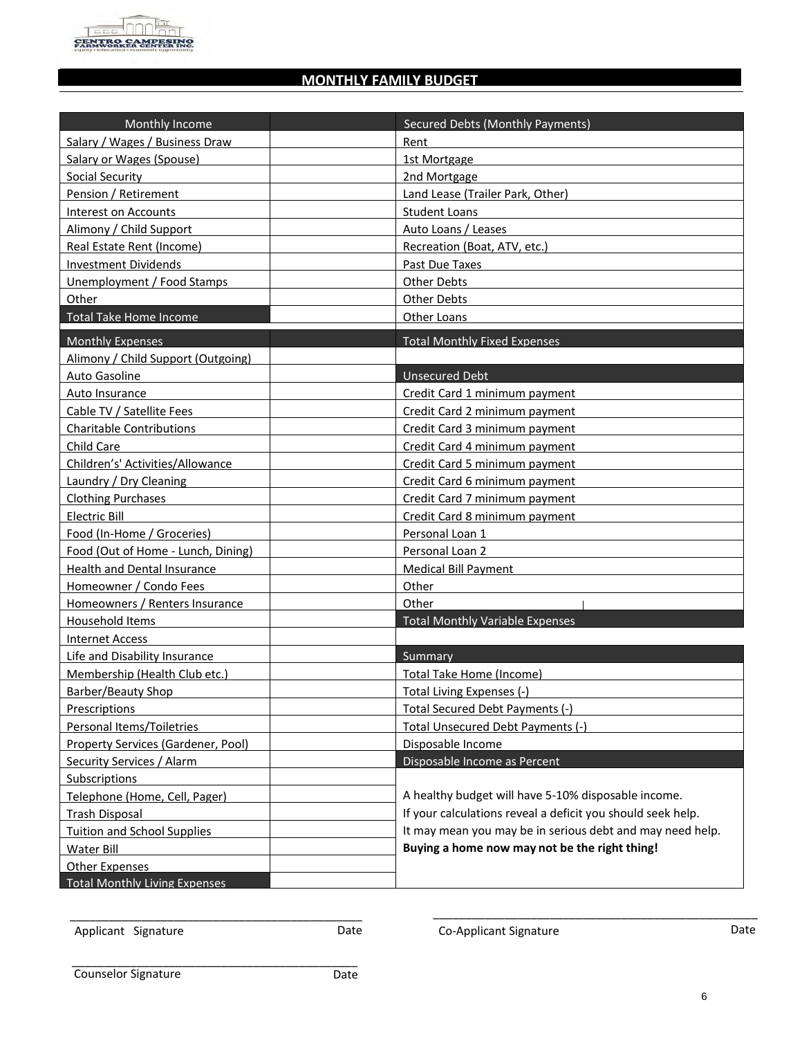CENTRO CAMPESINO FARMWORKER CENTER INC.
equity • education • economic opportunity

## MONTHLY FAMILY BUDGET

| Monthly Income | | Secured Debts (Monthly Payments) |
|---|---|---|
| Salary / Wages / Business Draw | | Rent |
| Salary or Wages (Spouse) | | 1st Mortgage |
| Social Security | | 2nd Mortgage |
| Pension / Retirement | | Land Lease (Trailer Park, Other) |
| Interest on Accounts | | Student Loans |
| Alimony / Child Support | | Auto Loans / Leases |
| Real Estate Rent (Income) | | Recreation (Boat, ATV, etc.) |
| Investment Dividends | | Past Due Taxes |
| Unemployment / Food Stamps | | Other Debts |
| Other | | Other Debts |
| Total Take Home Income | | Other Loans |
| Monthly Expenses | | Total Monthly Fixed Expenses |
| Alimony / Child Support (Outgoing) | | |
| Auto Gasoline | | Unsecured Debt |
| Auto Insurance | | Credit Card 1 minimum payment |
| Cable TV / Satellite Fees | | Credit Card 2 minimum payment |
| Charitable Contributions | | Credit Card 3 minimum payment |
| Child Care | | Credit Card 4 minimum payment |
| Children's' Activities/Allowance | | Credit Card 5 minimum payment |
| Laundry / Dry Cleaning | | Credit Card 6 minimum payment |
| Clothing Purchases | | Credit Card 7 minimum payment |
| Electric Bill | | Credit Card 8 minimum payment |
| Food (In-Home / Groceries) | | Personal Loan 1 |
| Food (Out of Home - Lunch, Dining) | | Personal Loan 2 |
| Health and Dental Insurance | | Medical Bill Payment |
| Homeowner / Condo Fees | | Other |
| Homeowners / Renters Insurance | | Other |
| Household Items | | Total Monthly Variable Expenses |
| Internet Access | | |
| Life and Disability Insurance | | Summary |
| Membership (Health Club etc.) | | Total Take Home (Income) |
| Barber/Beauty Shop | | Total Living Expenses (-) |
| Prescriptions | | Total Secured Debt Payments (-) |
| Personal Items/Toiletries | | Total Unsecured Debt Payments (-) |
| Property Services (Gardener, Pool) | | Disposable Income |
| Security Services / Alarm | | Disposable Income as Percent |
| Subscriptions | | |
| Telephone (Home, Cell, Pager) | | A healthy budget will have 5-10% disposable income. |
| Trash Disposal | | If your calculations reveal a deficit you should seek help. |
| Tuition and School Supplies | | It may mean you may be in serious debt and may need help. |
| Water Bill | | **Buying a home now may not be the right thing!** |
| Other Expenses | | |
| Total Monthly Living Expenses | | |

_______________________________________ Applicant Signature Date

_______________________________________ Co-Applicant Signature Date

_______________________________________ Counselor Signature Date